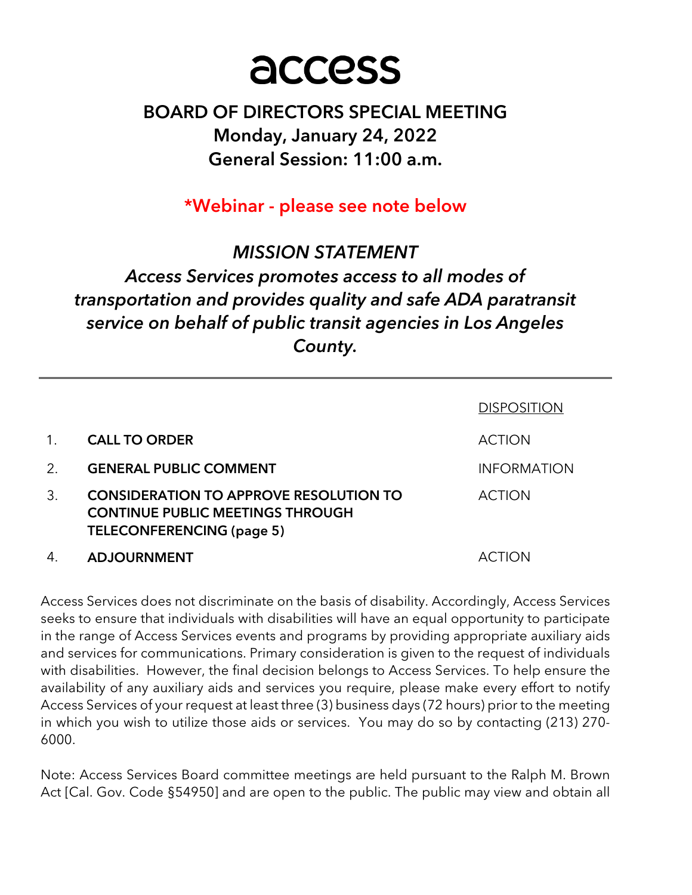# access

## BOARD OF DIRECTORS SPECIAL MEETING
### Monday, January 24, 2022
### General Session: 11:00 a.m.

**\*Webinar - please see note below**

***MISSION STATEMENT***

***Access Services promotes access to all modes of transportation and provides quality and safe ADA paratransit service on behalf of public transit agencies in Los Angeles County.***

---

| | | DISPOSITION |
|---|---|---|
| 1. | **CALL TO ORDER** | ACTION |
| 2. | **GENERAL PUBLIC COMMENT** | INFORMATION |
| 3. | **CONSIDERATION TO APPROVE RESOLUTION TO CONTINUE PUBLIC MEETINGS THROUGH TELECONFERENCING (page 5)** | ACTION |
| 4. | **ADJOURNMENT** | ACTION |

Access Services does not discriminate on the basis of disability. Accordingly, Access Services seeks to ensure that individuals with disabilities will have an equal opportunity to participate in the range of Access Services events and programs by providing appropriate auxiliary aids and services for communications. Primary consideration is given to the request of individuals with disabilities. However, the final decision belongs to Access Services. To help ensure the availability of any auxiliary aids and services you require, please make every effort to notify Access Services of your request at least three (3) business days (72 hours) prior to the meeting in which you wish to utilize those aids or services. You may do so by contacting (213) 270-6000.

Note: Access Services Board committee meetings are held pursuant to the Ralph M. Brown Act [Cal. Gov. Code §54950] and are open to the public. The public may view and obtain all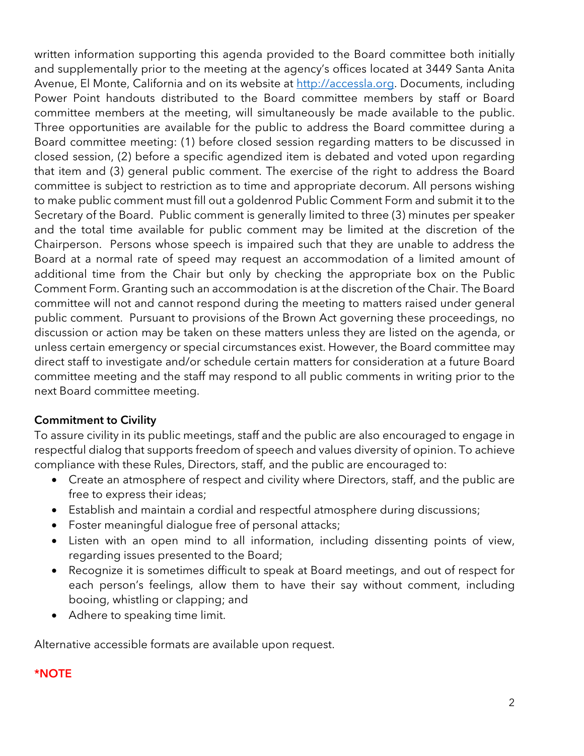written information supporting this agenda provided to the Board committee both initially and supplementally prior to the meeting at the agency's offices located at 3449 Santa Anita Avenue, El Monte, California and on its website at [http://accessla.org](http://accessla.org). Documents, including Power Point handouts distributed to the Board committee members by staff or Board committee members at the meeting, will simultaneously be made available to the public. Three opportunities are available for the public to address the Board committee during a Board committee meeting: (1) before closed session regarding matters to be discussed in closed session, (2) before a specific agendized item is debated and voted upon regarding that item and (3) general public comment. The exercise of the right to address the Board committee is subject to restriction as to time and appropriate decorum. All persons wishing to make public comment must fill out a goldenrod Public Comment Form and submit it to the Secretary of the Board. Public comment is generally limited to three (3) minutes per speaker and the total time available for public comment may be limited at the discretion of the Chairperson. Persons whose speech is impaired such that they are unable to address the Board at a normal rate of speed may request an accommodation of a limited amount of additional time from the Chair but only by checking the appropriate box on the Public Comment Form. Granting such an accommodation is at the discretion of the Chair. The Board committee will not and cannot respond during the meeting to matters raised under general public comment. Pursuant to provisions of the Brown Act governing these proceedings, no discussion or action may be taken on these matters unless they are listed on the agenda, or unless certain emergency or special circumstances exist. However, the Board committee may direct staff to investigate and/or schedule certain matters for consideration at a future Board committee meeting and the staff may respond to all public comments in writing prior to the next Board committee meeting.

**Commitment to Civility**

To assure civility in its public meetings, staff and the public are also encouraged to engage in respectful dialog that supports freedom of speech and values diversity of opinion. To achieve compliance with these Rules, Directors, staff, and the public are encouraged to:

- Create an atmosphere of respect and civility where Directors, staff, and the public are free to express their ideas;
- Establish and maintain a cordial and respectful atmosphere during discussions;
- Foster meaningful dialogue free of personal attacks;
- Listen with an open mind to all information, including dissenting points of view, regarding issues presented to the Board;
- Recognize it is sometimes difficult to speak at Board meetings, and out of respect for each person's feelings, allow them to have their say without comment, including booing, whistling or clapping; and
- Adhere to speaking time limit.

Alternative accessible formats are available upon request.

**\*NOTE**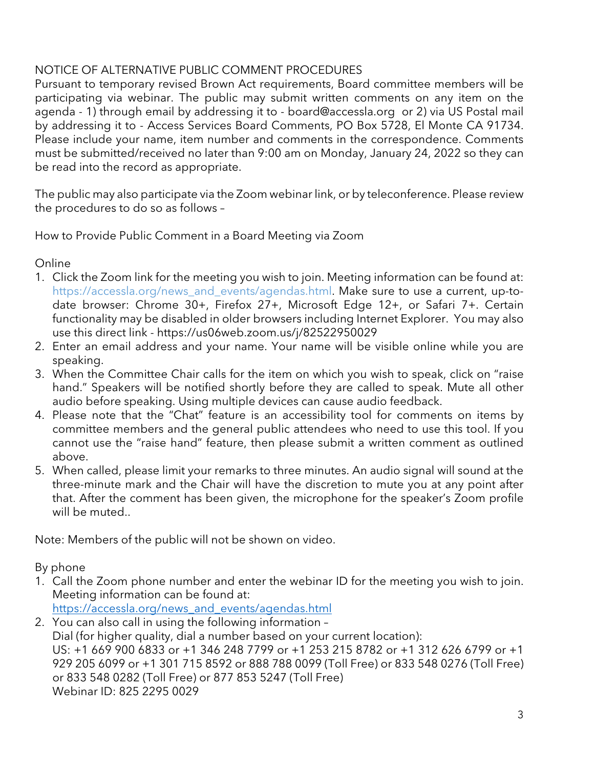NOTICE OF ALTERNATIVE PUBLIC COMMENT PROCEDURES

Pursuant to temporary revised Brown Act requirements, Board committee members will be participating via webinar. The public may submit written comments on any item on the agenda - 1) through email by addressing it to - board@accessla.org or 2) via US Postal mail by addressing it to - Access Services Board Comments, PO Box 5728, El Monte CA 91734. Please include your name, item number and comments in the correspondence. Comments must be submitted/received no later than 9:00 am on Monday, January 24, 2022 so they can be read into the record as appropriate.

The public may also participate via the Zoom webinar link, or by teleconference. Please review the procedures to do so as follows –

How to Provide Public Comment in a Board Meeting via Zoom

Online

1. Click the Zoom link for the meeting you wish to join. Meeting information can be found at: https://accessla.org/news_and_events/agendas.html. Make sure to use a current, up-to-date browser: Chrome 30+, Firefox 27+, Microsoft Edge 12+, or Safari 7+. Certain functionality may be disabled in older browsers including Internet Explorer. You may also use this direct link - https://us06web.zoom.us/j/82522950029
2. Enter an email address and your name. Your name will be visible online while you are speaking.
3. When the Committee Chair calls for the item on which you wish to speak, click on "raise hand." Speakers will be notified shortly before they are called to speak. Mute all other audio before speaking. Using multiple devices can cause audio feedback.
4. Please note that the "Chat" feature is an accessibility tool for comments on items by committee members and the general public attendees who need to use this tool. If you cannot use the "raise hand" feature, then please submit a written comment as outlined above.
5. When called, please limit your remarks to three minutes. An audio signal will sound at the three-minute mark and the Chair will have the discretion to mute you at any point after that. After the comment has been given, the microphone for the speaker's Zoom profile will be muted..

Note: Members of the public will not be shown on video.

By phone

1. Call the Zoom phone number and enter the webinar ID for the meeting you wish to join. Meeting information can be found at: https://accessla.org/news_and_events/agendas.html
2. You can also call in using the following information –
   Dial (for higher quality, dial a number based on your current location):
   US: +1 669 900 6833 or +1 346 248 7799 or +1 253 215 8782 or +1 312 626 6799 or +1 929 205 6099 or +1 301 715 8592 or 888 788 0099 (Toll Free) or 833 548 0276 (Toll Free) or 833 548 0282 (Toll Free) or 877 853 5247 (Toll Free)
   Webinar ID: 825 2295 0029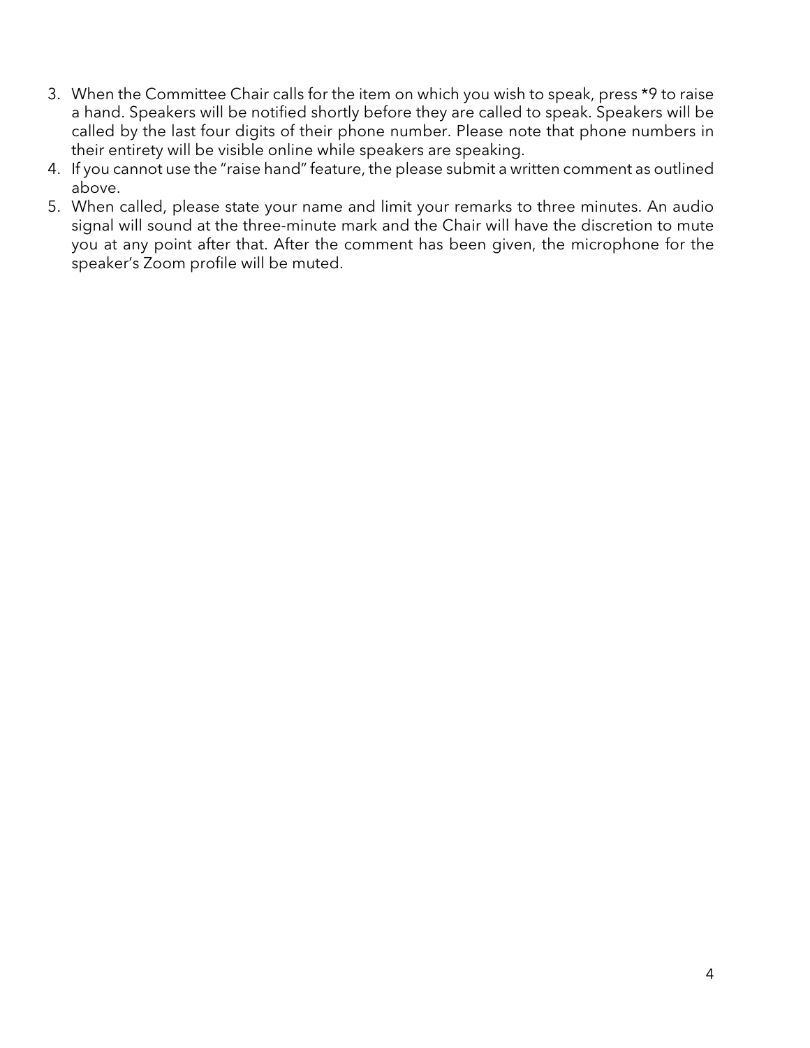3. When the Committee Chair calls for the item on which you wish to speak, press *9 to raise a hand. Speakers will be notified shortly before they are called to speak. Speakers will be called by the last four digits of their phone number. Please note that phone numbers in their entirety will be visible online while speakers are speaking.
4. If you cannot use the "raise hand" feature, the please submit a written comment as outlined above.
5. When called, please state your name and limit your remarks to three minutes. An audio signal will sound at the three-minute mark and the Chair will have the discretion to mute you at any point after that. After the comment has been given, the microphone for the speaker's Zoom profile will be muted.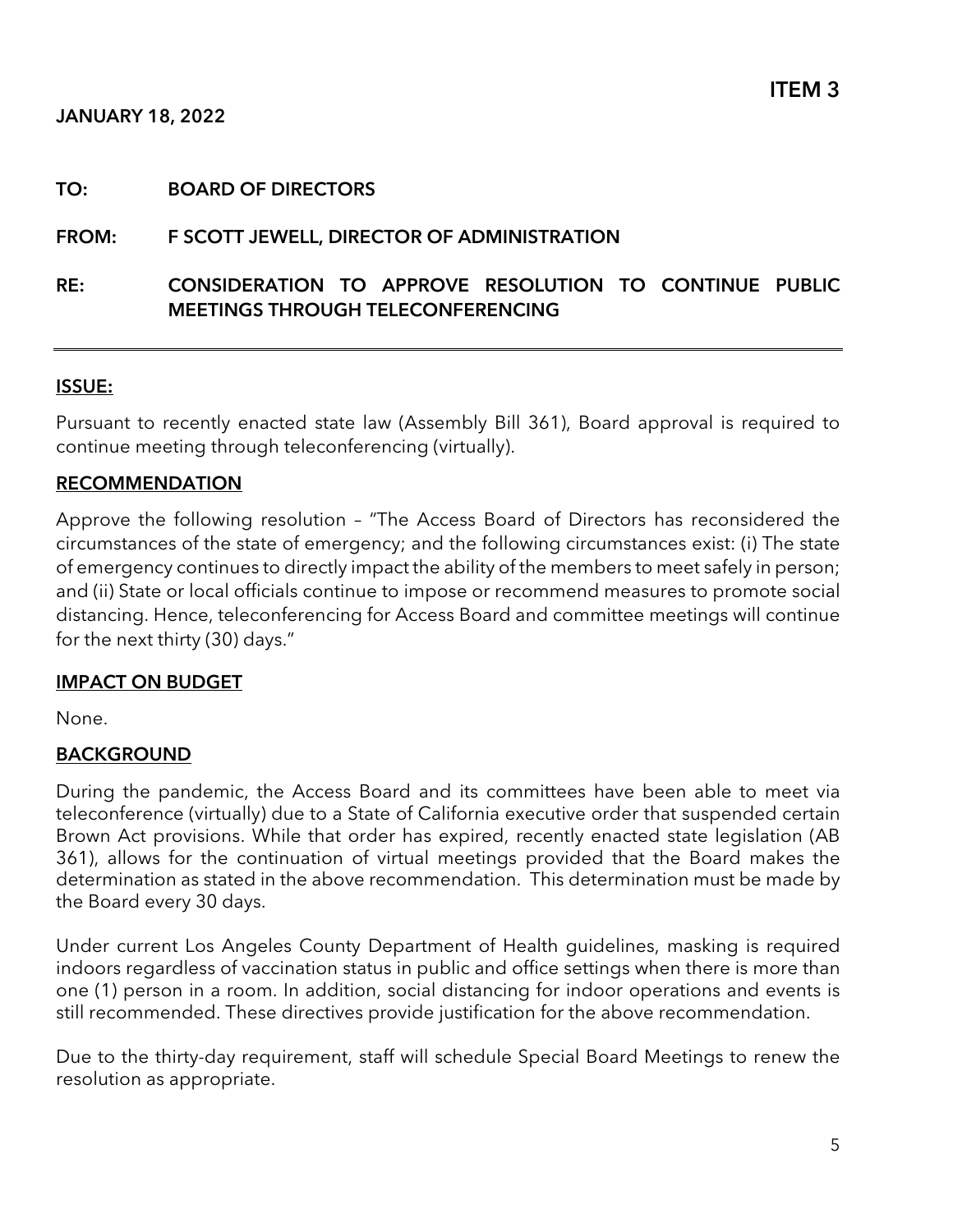**ITEM 3**

**JANUARY 18, 2022**

**TO:** BOARD OF DIRECTORS

**FROM:** F SCOTT JEWELL, DIRECTOR OF ADMINISTRATION

**RE:** CONSIDERATION TO APPROVE RESOLUTION TO CONTINUE PUBLIC MEETINGS THROUGH TELECONFERENCING

---

## ISSUE:

Pursuant to recently enacted state law (Assembly Bill 361), Board approval is required to continue meeting through teleconferencing (virtually).

## RECOMMENDATION

Approve the following resolution – "The Access Board of Directors has reconsidered the circumstances of the state of emergency; and the following circumstances exist: (i) The state of emergency continues to directly impact the ability of the members to meet safely in person; and (ii) State or local officials continue to impose or recommend measures to promote social distancing. Hence, teleconferencing for Access Board and committee meetings will continue for the next thirty (30) days."

## IMPACT ON BUDGET

None.

## BACKGROUND

During the pandemic, the Access Board and its committees have been able to meet via teleconference (virtually) due to a State of California executive order that suspended certain Brown Act provisions. While that order has expired, recently enacted state legislation (AB 361), allows for the continuation of virtual meetings provided that the Board makes the determination as stated in the above recommendation. This determination must be made by the Board every 30 days.

Under current Los Angeles County Department of Health guidelines, masking is required indoors regardless of vaccination status in public and office settings when there is more than one (1) person in a room. In addition, social distancing for indoor operations and events is still recommended. These directives provide justification for the above recommendation.

Due to the thirty-day requirement, staff will schedule Special Board Meetings to renew the resolution as appropriate.